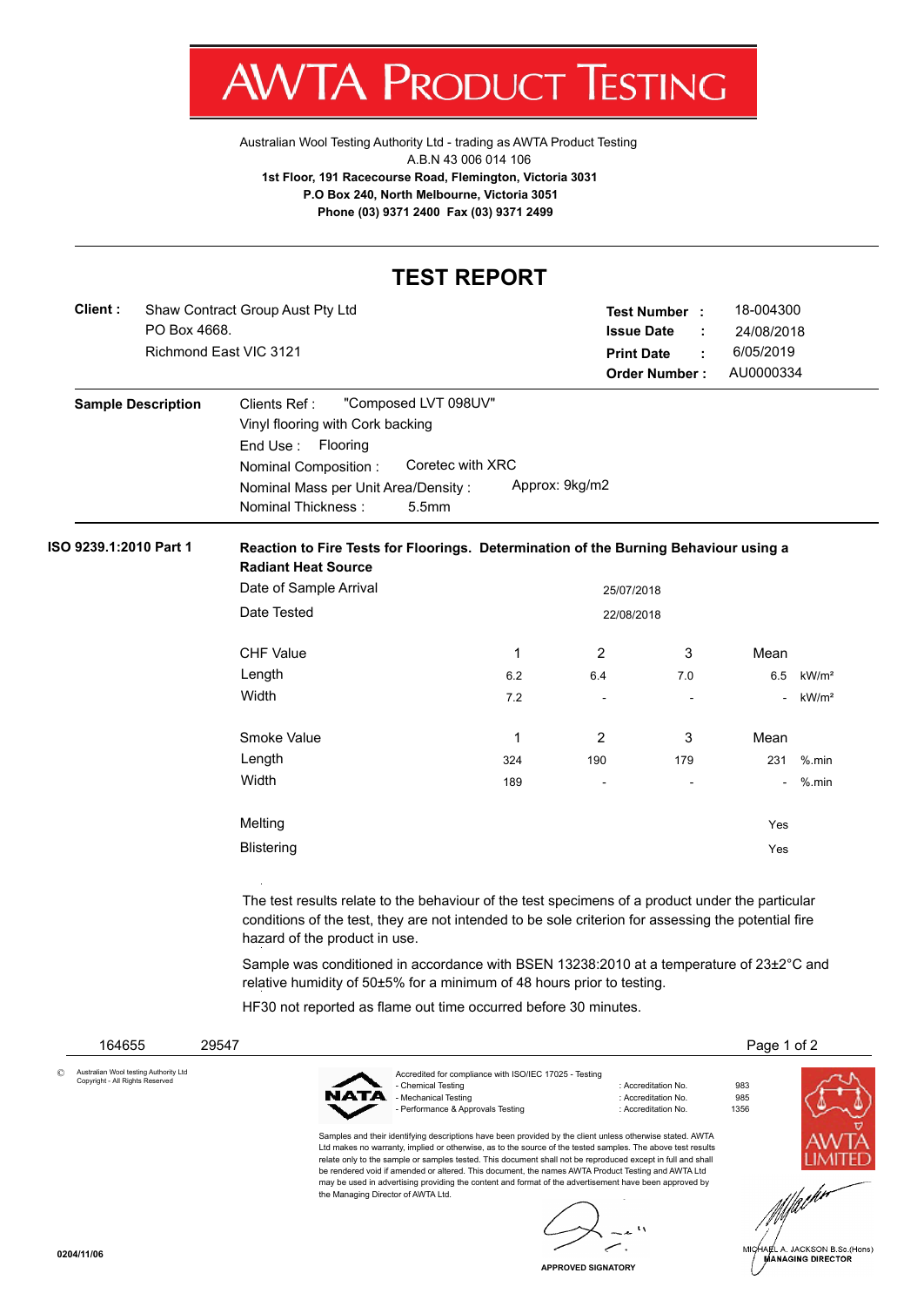# AWTA PRODUCT TESTING

Australian Wool Testing Authority Ltd - trading as AWTA Product Testing
A.B.N 43 006 014 106
**1st Floor, 191 Racecourse Road, Flemington, Victoria 3031**
**P.O Box 240, North Melbourne, Victoria 3051**
**Phone (03) 9371 2400 Fax (03) 9371 2499**

## TEST REPORT

**Client :** Shaw Contract Group Aust Pty Ltd
PO Box 4668.
Richmond East VIC 3121

| | | |
|---|---|---|
| **Test Number** | : | 18-004300 |
| **Issue Date** | : | 24/08/2018 |
| **Print Date** | : | 6/05/2019 |
| **Order Number** | : | AU0000334 |

**Sample Description**

Clients Ref : "Composed LVT 098UV"
Vinyl flooring with Cork backing
End Use : Flooring
Nominal Composition : Coretec with XRC
Nominal Mass per Unit Area/Density : Approx: 9kg/m2
Nominal Thickness : 5.5mm

**ISO 9239.1:2010 Part 1** — **Reaction to Fire Tests for Floorings. Determination of the Burning Behaviour using a Radiant Heat Source**

Date of Sample Arrival: 25/07/2018
Date Tested: 22/08/2018

| CHF Value | 1 | 2 | 3 | Mean | |
|---|---|---|---|---|---|
| Length | 6.2 | 6.4 | 7.0 | 6.5 | kW/m² |
| Width | 7.2 | - | - | - | kW/m² |

| Smoke Value | 1 | 2 | 3 | Mean | |
|---|---|---|---|---|---|
| Length | 324 | 190 | 179 | 231 | %.min |
| Width | 189 | - | - | - | %.min |

| | |
|---|---|
| Melting | Yes |
| Blistering | Yes |

The test results relate to the behaviour of the test specimens of a product under the particular conditions of the test, they are not intended to be sole criterion for assessing the potential fire hazard of the product in use.

Sample was conditioned in accordance with BSEN 13238:2010 at a temperature of 23±2°C and relative humidity of 50±5% for a minimum of 48 hours prior to testing.

HF30 not reported as flame out time occurred before 30 minutes.

164655 29547

© Australian Wool testing Authority Ltd
Copyright - All Rights Reserved

NATA — Accredited for compliance with ISO/IEC 17025 - Testing

| | | |
|---|---|---|
| - Chemical Testing | : Accreditation No. | 983 |
| - Mechanical Testing | : Accreditation No. | 985 |
| - Performance & Approvals Testing | : Accreditation No. | 1356 |

Samples and their identifying descriptions have been provided by the client unless otherwise stated. AWTA Ltd makes no warranty, implied or otherwise, as to the source of the tested samples. The above test results relate only to the sample or samples tested. This document shall not be reproduced except in full and shall be rendered void if amended or altered. This document, the names AWTA Product Testing and AWTA Ltd may be used in advertising providing the content and format of the advertisement have been approved by the Managing Director of AWTA Ltd.

APPROVED SIGNATORY

MICHAEL A. JACKSON B.Sc.(Hons)
MANAGING DIRECTOR

0204/11/06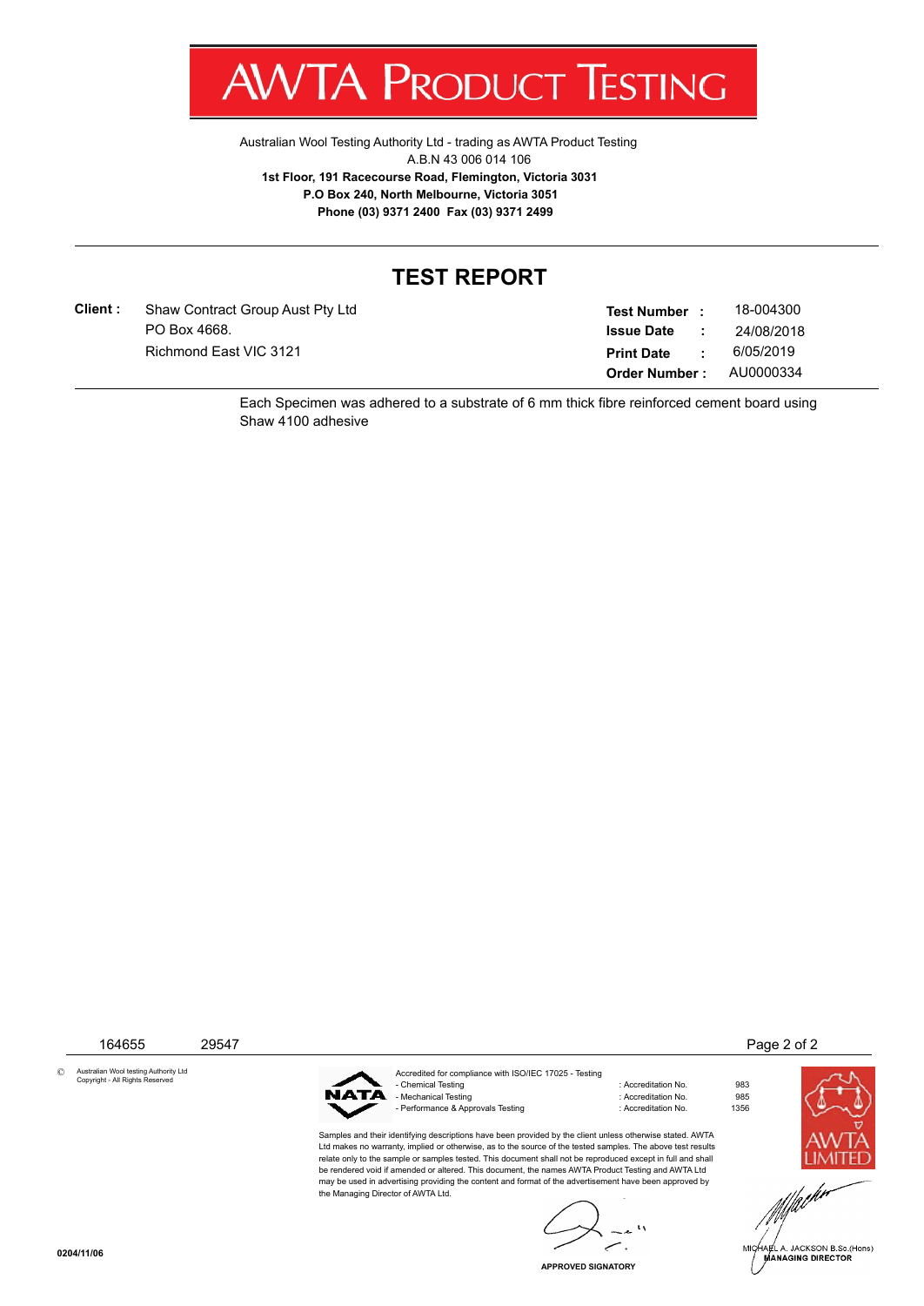# AWTA PRODUCT TESTING

Australian Wool Testing Authority Ltd - trading as AWTA Product Testing
A.B.N 43 006 014 106
**1st Floor, 191 Racecourse Road, Flemington, Victoria 3031**
**P.O Box 240, North Melbourne, Victoria 3051**
**Phone (03) 9371 2400 Fax (03) 9371 2499**

## TEST REPORT

**Client :** Shaw Contract Group Aust Pty Ltd
PO Box 4668.
Richmond East VIC 3121

| | |
|---|---|
| **Test Number :** | 18-004300 |
| **Issue Date :** | 24/08/2018 |
| **Print Date :** | 6/05/2019 |
| **Order Number :** | AU0000334 |

Each Specimen was adhered to a substrate of 6 mm thick fibre reinforced cement board using Shaw 4100 adhesive

164655 29547

© Australian Wool testing Authority Ltd Copyright - All Rights Reserved

Accredited for compliance with ISO/IEC 17025 - Testing

| | | |
|---|---|---|
| - Chemical Testing | : Accreditation No. | 983 |
| - Mechanical Testing | : Accreditation No. | 985 |
| - Performance & Approvals Testing | : Accreditation No. | 1356 |

Samples and their identifying descriptions have been provided by the client unless otherwise stated. AWTA Ltd makes no warranty, implied or otherwise, as to the source of the tested samples. The above test results relate only to the sample or samples tested. This document shall not be reproduced except in full and shall be rendered void if amended or altered. This document, the names AWTA Product Testing and AWTA Ltd may be used in advertising providing the content and format of the advertisement have been approved by the Managing Director of AWTA Ltd.

APPROVED SIGNATORY

MICHAEL A. JACKSON B.Sc.(Hons)
MANAGING DIRECTOR

0204/11/06